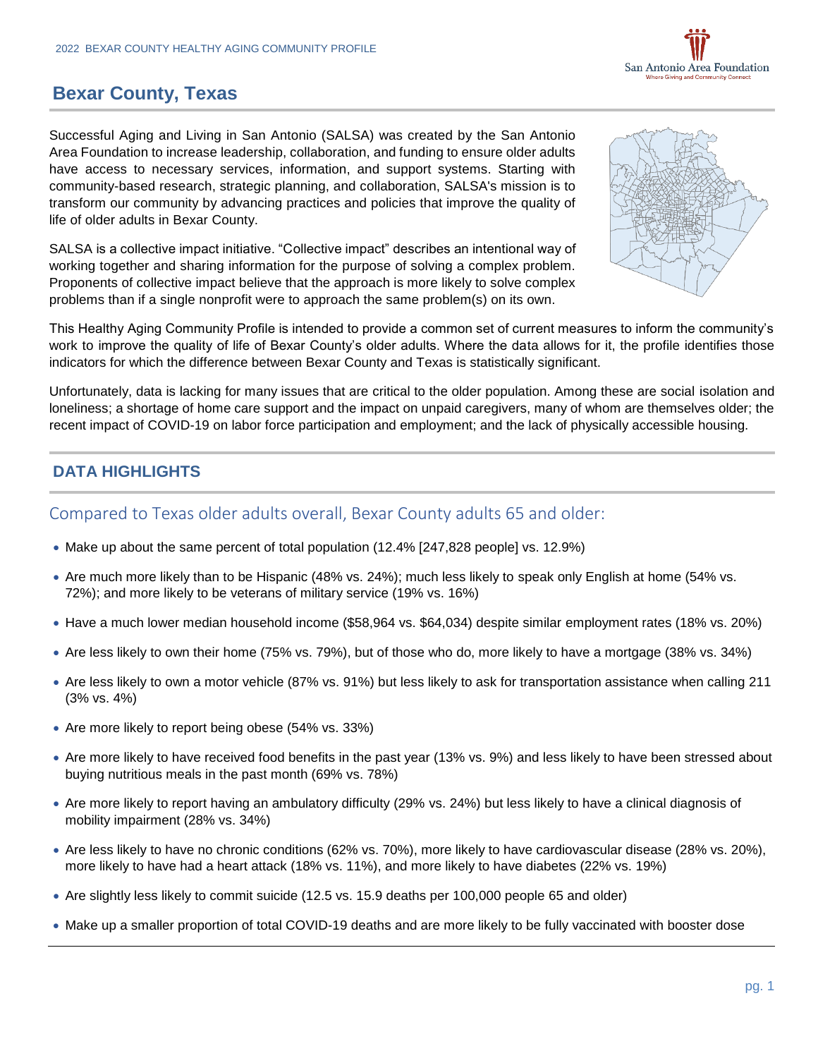# Bexar County, Texas

Successful Aging and Living in San Antonio (SALSA) was created by the San Antonio Area Foundation to increase leadership, collaboration, and funding to ensure older adults have access to necessary services, information, and support systems. Starting with community-based research, strategic planning, and collaboration, SALSA's mission is to transform our community by advancing practices and policies that improve the quality of life of older adults in Bexar County.

SALSA is a collective impact initiative. "Collective impact" describes an intentional way of working together and sharing information for the purpose of solving a complex problem. Proponents of collective impact believe that the approach is more likely to solve complex problems than if a single nonprofit were to approach the same problem(s) on its own.

This Healthy Aging Community Profile is intended to provide a common set of current measures to inform the community's work to improve the quality of life of Bexar County's older adults. Where the data allows for it, the profile identifies those indicators for which the difference between Bexar County and Texas is statistically significant.

Unfortunately, data is lacking for many issues that are critical to the older population. Among these are social isolation and loneliness; a shortage of home care support and the impact on unpaid caregivers, many of whom are themselves older; the recent impact of COVID-19 on labor force participation and employment; and the lack of physically accessible housing.

## DATA HIGHLIGHTS

### Compared to Texas older adults overall, Bexar County adults 65 and older:

- Make up about the same percent of total population (12.4% [247,828 people] vs. 12.9%)
- Are much more likely than to be Hispanic (48% vs. 24%); much less likely to speak only English at home (54% vs. 72%); and more likely to be veterans of military service (19% vs. 16%)
- Have a much lower median household income ($58,964 vs. $64,034) despite similar employment rates (18% vs. 20%)
- Are less likely to own their home (75% vs. 79%), but of those who do, more likely to have a mortgage (38% vs. 34%)
- Are less likely to own a motor vehicle (87% vs. 91%) but less likely to ask for transportation assistance when calling 211 (3% vs. 4%)
- Are more likely to report being obese (54% vs. 33%)
- Are more likely to have received food benefits in the past year (13% vs. 9%) and less likely to have been stressed about buying nutritious meals in the past month (69% vs. 78%)
- Are more likely to report having an ambulatory difficulty (29% vs. 24%) but less likely to have a clinical diagnosis of mobility impairment (28% vs. 34%)
- Are less likely to have no chronic conditions (62% vs. 70%), more likely to have cardiovascular disease (28% vs. 20%), more likely to have had a heart attack (18% vs. 11%), and more likely to have diabetes (22% vs. 19%)
- Are slightly less likely to commit suicide (12.5 vs. 15.9 deaths per 100,000 people 65 and older)
- Make up a smaller proportion of total COVID-19 deaths and are more likely to be fully vaccinated with booster dose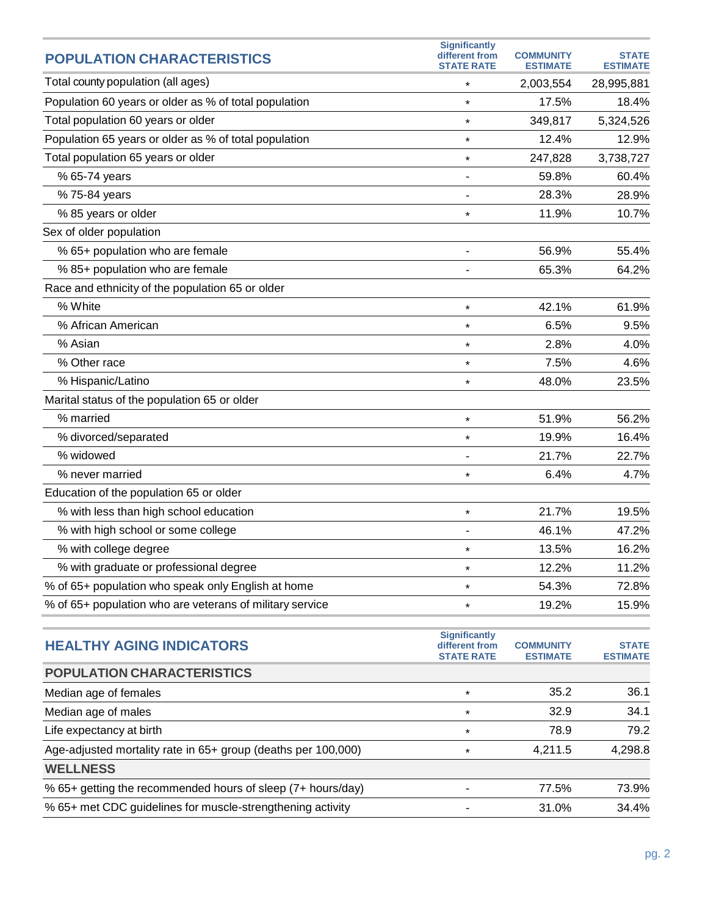| POPULATION CHARACTERISTICS | Significantly different from STATE RATE | COMMUNITY ESTIMATE | STATE ESTIMATE |
|---|---|---|---|
| Total county population (all ages) | * | 2,003,554 | 28,995,881 |
| Population 60 years or older as % of total population | * | 17.5% | 18.4% |
| Total population 60 years or older | * | 349,817 | 5,324,526 |
| Population 65 years or older as % of total population | * | 12.4% | 12.9% |
| Total population 65 years or older | * | 247,828 | 3,738,727 |
| % 65-74 years | - | 59.8% | 60.4% |
| % 75-84 years | - | 28.3% | 28.9% |
| % 85 years or older | * | 11.9% | 10.7% |
| Sex of older population | | | |
| % 65+ population who are female | - | 56.9% | 55.4% |
| % 85+ population who are female | - | 65.3% | 64.2% |
| Race and ethnicity of the population 65 or older | | | |
| % White | * | 42.1% | 61.9% |
| % African American | * | 6.5% | 9.5% |
| % Asian | * | 2.8% | 4.0% |
| % Other race | * | 7.5% | 4.6% |
| % Hispanic/Latino | * | 48.0% | 23.5% |
| Marital status of the population 65 or older | | | |
| % married | * | 51.9% | 56.2% |
| % divorced/separated | * | 19.9% | 16.4% |
| % widowed | - | 21.7% | 22.7% |
| % never married | * | 6.4% | 4.7% |
| Education of the population 65 or older | | | |
| % with less than high school education | * | 21.7% | 19.5% |
| % with high school or some college | - | 46.1% | 47.2% |
| % with college degree | * | 13.5% | 16.2% |
| % with graduate or professional degree | * | 12.2% | 11.2% |
| % of 65+ population who speak only English at home | * | 54.3% | 72.8% |
| % of 65+ population who are veterans of military service | * | 19.2% | 15.9% |

| HEALTHY AGING INDICATORS | Significantly different from STATE RATE | COMMUNITY ESTIMATE | STATE ESTIMATE |
|---|---|---|---|
| **POPULATION CHARACTERISTICS** | | | |
| Median age of females | * | 35.2 | 36.1 |
| Median age of males | * | 32.9 | 34.1 |
| Life expectancy at birth | * | 78.9 | 79.2 |
| Age-adjusted mortality rate in 65+ group (deaths per 100,000) | * | 4,211.5 | 4,298.8 |
| **WELLNESS** | | | |
| % 65+ getting the recommended hours of sleep (7+ hours/day) | - | 77.5% | 73.9% |
| % 65+ met CDC guidelines for muscle-strengthening activity | - | 31.0% | 34.4% |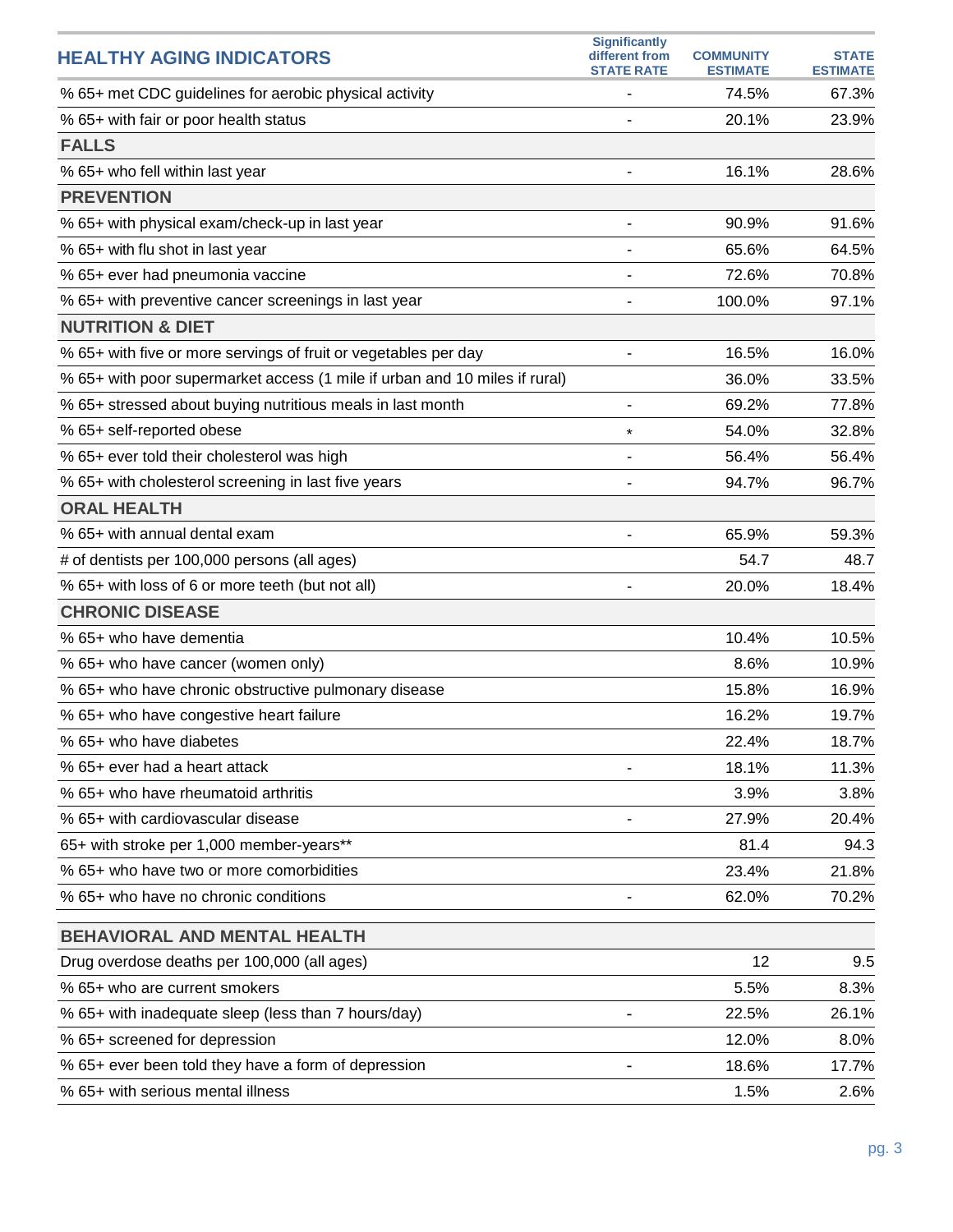| HEALTHY AGING INDICATORS | Significantly different from STATE RATE | COMMUNITY ESTIMATE | STATE ESTIMATE |
|---|---|---|---|
| % 65+ met CDC guidelines for aerobic physical activity | - | 74.5% | 67.3% |
| % 65+ with fair or poor health status | - | 20.1% | 23.9% |
| **FALLS** | | | |
| % 65+ who fell within last year | - | 16.1% | 28.6% |
| **PREVENTION** | | | |
| % 65+ with physical exam/check-up in last year | - | 90.9% | 91.6% |
| % 65+ with flu shot in last year | - | 65.6% | 64.5% |
| % 65+ ever had pneumonia vaccine | - | 72.6% | 70.8% |
| % 65+ with preventive cancer screenings in last year | - | 100.0% | 97.1% |
| **NUTRITION & DIET** | | | |
| % 65+ with five or more servings of fruit or vegetables per day | - | 16.5% | 16.0% |
| % 65+ with poor supermarket access (1 mile if urban and 10 miles if rural) | | 36.0% | 33.5% |
| % 65+ stressed about buying nutritious meals in last month | - | 69.2% | 77.8% |
| % 65+ self-reported obese | * | 54.0% | 32.8% |
| % 65+ ever told their cholesterol was high | - | 56.4% | 56.4% |
| % 65+ with cholesterol screening in last five years | - | 94.7% | 96.7% |
| **ORAL HEALTH** | | | |
| % 65+ with annual dental exam | - | 65.9% | 59.3% |
| # of dentists per 100,000 persons (all ages) | | 54.7 | 48.7 |
| % 65+ with loss of 6 or more teeth (but not all) | - | 20.0% | 18.4% |
| **CHRONIC DISEASE** | | | |
| % 65+ who have dementia | | 10.4% | 10.5% |
| % 65+ who have cancer (women only) | | 8.6% | 10.9% |
| % 65+ who have chronic obstructive pulmonary disease | | 15.8% | 16.9% |
| % 65+ who have congestive heart failure | | 16.2% | 19.7% |
| % 65+ who have diabetes | | 22.4% | 18.7% |
| % 65+ ever had a heart attack | - | 18.1% | 11.3% |
| % 65+ who have rheumatoid arthritis | | 3.9% | 3.8% |
| % 65+ with cardiovascular disease | - | 27.9% | 20.4% |
| 65+ with stroke per 1,000 member-years** | | 81.4 | 94.3 |
| % 65+ who have two or more comorbidities | | 23.4% | 21.8% |
| % 65+ who have no chronic conditions | - | 62.0% | 70.2% |
| **BEHAVIORAL AND MENTAL HEALTH** | | | |
| Drug overdose deaths per 100,000 (all ages) | | 12 | 9.5 |
| % 65+ who are current smokers | | 5.5% | 8.3% |
| % 65+ with inadequate sleep (less than 7 hours/day) | - | 22.5% | 26.1% |
| % 65+ screened for depression | | 12.0% | 8.0% |
| % 65+ ever been told they have a form of depression | - | 18.6% | 17.7% |
| % 65+ with serious mental illness | | 1.5% | 2.6% |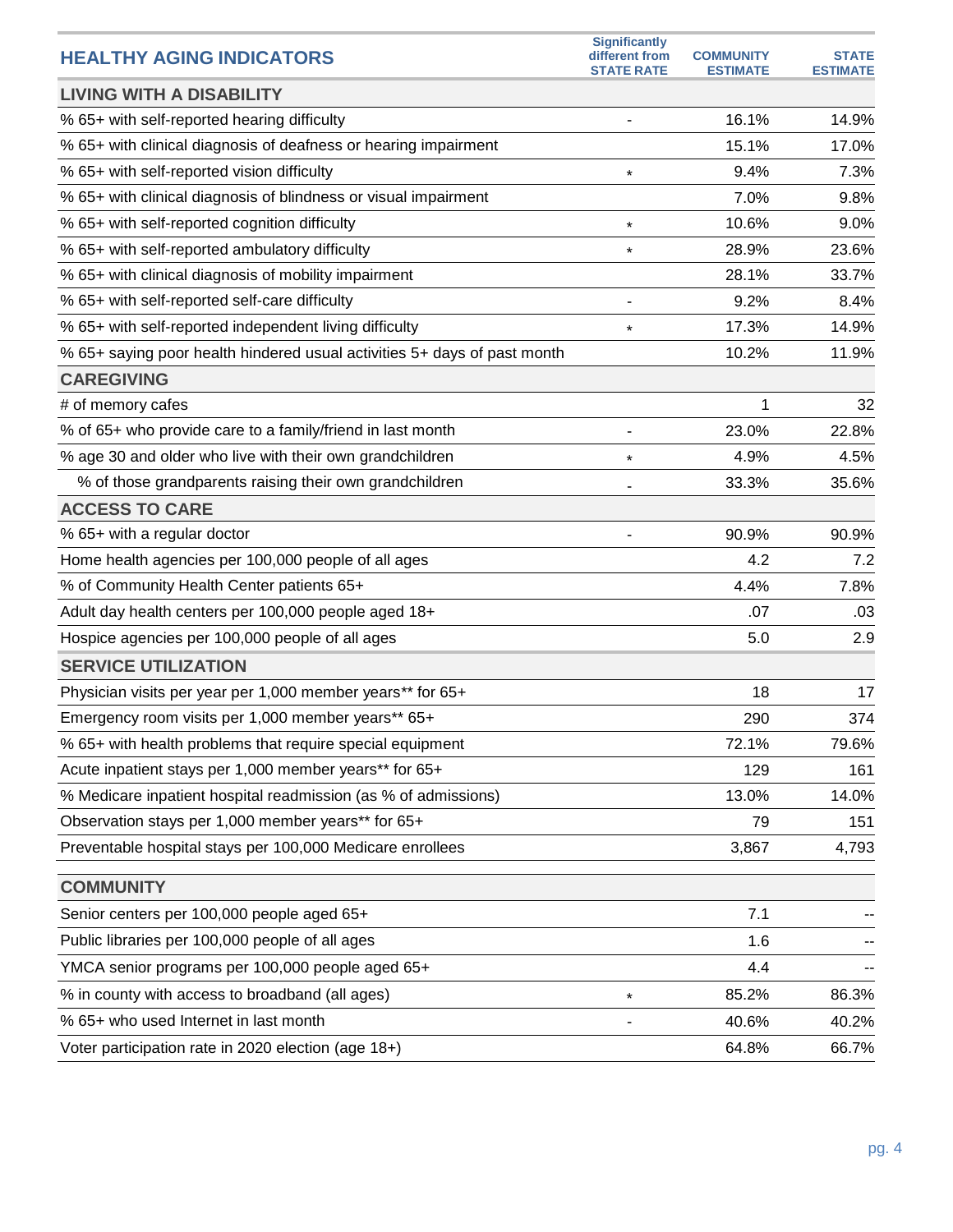| HEALTHY AGING INDICATORS | Significantly different from STATE RATE | COMMUNITY ESTIMATE | STATE ESTIMATE |
|---|---|---|---|
| **LIVING WITH A DISABILITY** | | | |
| % 65+ with self-reported hearing difficulty | - | 16.1% | 14.9% |
| % 65+ with clinical diagnosis of deafness or hearing impairment | | 15.1% | 17.0% |
| % 65+ with self-reported vision difficulty | * | 9.4% | 7.3% |
| % 65+ with clinical diagnosis of blindness or visual impairment | | 7.0% | 9.8% |
| % 65+ with self-reported cognition difficulty | * | 10.6% | 9.0% |
| % 65+ with self-reported ambulatory difficulty | * | 28.9% | 23.6% |
| % 65+ with clinical diagnosis of mobility impairment | | 28.1% | 33.7% |
| % 65+ with self-reported self-care difficulty | - | 9.2% | 8.4% |
| % 65+ with self-reported independent living difficulty | * | 17.3% | 14.9% |
| % 65+ saying poor health hindered usual activities 5+ days of past month | | 10.2% | 11.9% |
| **CAREGIVING** | | | |
| # of memory cafes | | 1 | 32 |
| % of 65+ who provide care to a family/friend in last month | - | 23.0% | 22.8% |
| % age 30 and older who live with their own grandchildren | * | 4.9% | 4.5% |
| % of those grandparents raising their own grandchildren | - | 33.3% | 35.6% |
| **ACCESS TO CARE** | | | |
| % 65+ with a regular doctor | - | 90.9% | 90.9% |
| Home health agencies per 100,000 people of all ages | | 4.2 | 7.2 |
| % of Community Health Center patients 65+ | | 4.4% | 7.8% |
| Adult day health centers per 100,000 people aged 18+ | | .07 | .03 |
| Hospice agencies per 100,000 people of all ages | | 5.0 | 2.9 |
| **SERVICE UTILIZATION** | | | |
| Physician visits per year per 1,000 member years** for 65+ | | 18 | 17 |
| Emergency room visits per 1,000 member years** 65+ | | 290 | 374 |
| % 65+ with health problems that require special equipment | | 72.1% | 79.6% |
| Acute inpatient stays per 1,000 member years** for 65+ | | 129 | 161 |
| % Medicare inpatient hospital readmission (as % of admissions) | | 13.0% | 14.0% |
| Observation stays per 1,000 member years** for 65+ | | 79 | 151 |
| Preventable hospital stays per 100,000 Medicare enrollees | | 3,867 | 4,793 |
| **COMMUNITY** | | | |
| Senior centers per 100,000 people aged 65+ | | 7.1 | -- |
| Public libraries per 100,000 people of all ages | | 1.6 | -- |
| YMCA senior programs per 100,000 people aged 65+ | | 4.4 | -- |
| % in county with access to broadband (all ages) | * | 85.2% | 86.3% |
| % 65+ who used Internet in last month | - | 40.6% | 40.2% |
| Voter participation rate in 2020 election (age 18+) | | 64.8% | 66.7% |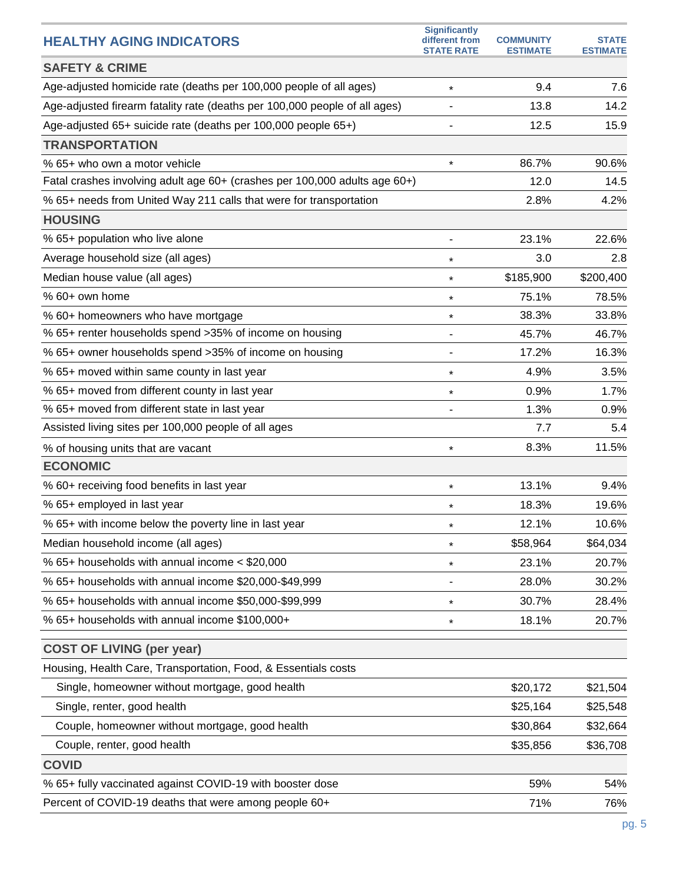| HEALTHY AGING INDICATORS | Significantly different from STATE RATE | COMMUNITY ESTIMATE | STATE ESTIMATE |
|---|---|---|---|
| **SAFETY & CRIME** | | | |
| Age-adjusted homicide rate (deaths per 100,000 people of all ages) | * | 9.4 | 7.6 |
| Age-adjusted firearm fatality rate (deaths per 100,000 people of all ages) | - | 13.8 | 14.2 |
| Age-adjusted 65+ suicide rate (deaths per 100,000 people 65+) | - | 12.5 | 15.9 |
| **TRANSPORTATION** | | | |
| % 65+ who own a motor vehicle | * | 86.7% | 90.6% |
| Fatal crashes involving adult age 60+ (crashes per 100,000 adults age 60+) | | 12.0 | 14.5 |
| % 65+ needs from United Way 211 calls that were for transportation | | 2.8% | 4.2% |
| **HOUSING** | | | |
| % 65+ population who live alone | - | 23.1% | 22.6% |
| Average household size (all ages) | * | 3.0 | 2.8 |
| Median house value (all ages) | * | $185,900 | $200,400 |
| % 60+ own home | * | 75.1% | 78.5% |
| % 60+ homeowners who have mortgage | * | 38.3% | 33.8% |
| % 65+ renter households spend >35% of income on housing | - | 45.7% | 46.7% |
| % 65+ owner households spend >35% of income on housing | - | 17.2% | 16.3% |
| % 65+ moved within same county in last year | * | 4.9% | 3.5% |
| % 65+ moved from different county in last year | * | 0.9% | 1.7% |
| % 65+ moved from different state in last year | - | 1.3% | 0.9% |
| Assisted living sites per 100,000 people of all ages | | 7.7 | 5.4 |
| % of housing units that are vacant | * | 8.3% | 11.5% |
| **ECONOMIC** | | | |
| % 60+ receiving food benefits in last year | * | 13.1% | 9.4% |
| % 65+ employed in last year | * | 18.3% | 19.6% |
| % 65+ with income below the poverty line in last year | * | 12.1% | 10.6% |
| Median household income (all ages) | * | $58,964 | $64,034 |
| % 65+ households with annual income < $20,000 | * | 23.1% | 20.7% |
| % 65+ households with annual income $20,000-$49,999 | - | 28.0% | 30.2% |
| % 65+ households with annual income $50,000-$99,999 | * | 30.7% | 28.4% |
| % 65+ households with annual income $100,000+ | * | 18.1% | 20.7% |
| **COST OF LIVING (per year)** | | | |
| Housing, Health Care, Transportation, Food, & Essentials costs | | | |
| Single, homeowner without mortgage, good health | | $20,172 | $21,504 |
| Single, renter, good health | | $25,164 | $25,548 |
| Couple, homeowner without mortgage, good health | | $30,864 | $32,664 |
| Couple, renter, good health | | $35,856 | $36,708 |
| **COVID** | | | |
| % 65+ fully vaccinated against COVID-19 with booster dose | | 59% | 54% |
| Percent of COVID-19 deaths that were among people 60+ | | 71% | 76% |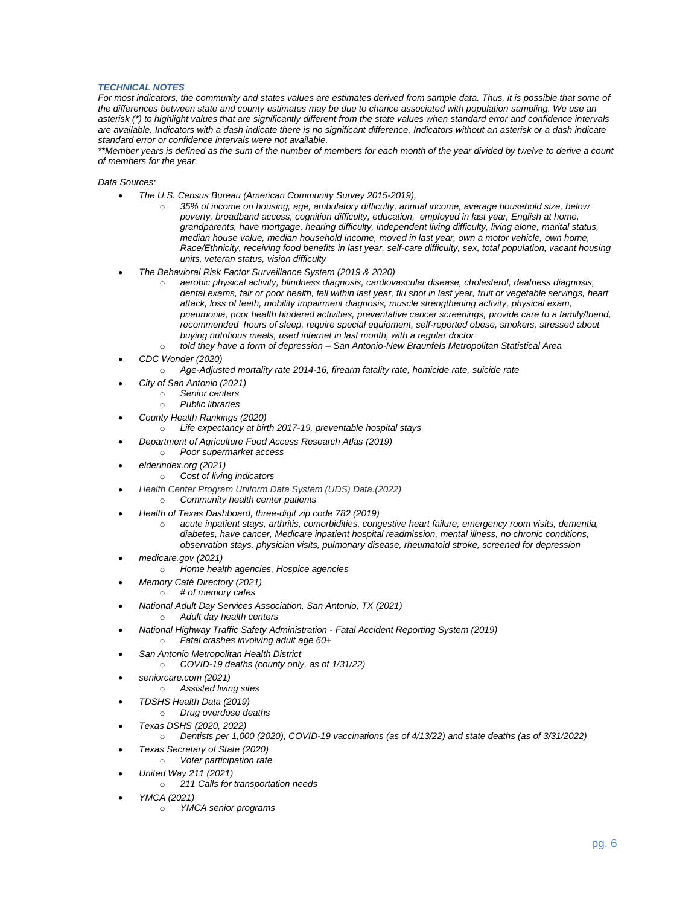### *TECHNICAL NOTES*

*For most indicators, the community and states values are estimates derived from sample data. Thus, it is possible that some of the differences between state and county estimates may be due to chance associated with population sampling. We use an asterisk (*) to highlight values that are significantly different from the state values when standard error and confidence intervals are available. Indicators with a dash indicate there is no significant difference. Indicators without an asterisk or a dash indicate standard error or confidence intervals were not available.*

*\*\*Member years is defined as the sum of the number of members for each month of the year divided by twelve to derive a count of members for the year.*

*Data Sources:*

- *The U.S. Census Bureau (American Community Survey 2015-2019),*
  - *35% of income on housing, age, ambulatory difficulty, annual income, average household size, below poverty, broadband access, cognition difficulty, education, employed in last year, English at home, grandparents, have mortgage, hearing difficulty, independent living difficulty, living alone, marital status, median house value, median household income, moved in last year, own a motor vehicle, own home, Race/Ethnicity, receiving food benefits in last year, self-care difficulty, sex, total population, vacant housing units, veteran status, vision difficulty*
- *The Behavioral Risk Factor Surveillance System (2019 & 2020)*
  - *aerobic physical activity, blindness diagnosis, cardiovascular disease, cholesterol, deafness diagnosis, dental exams, fair or poor health, fell within last year, flu shot in last year, fruit or vegetable servings, heart attack, loss of teeth, mobility impairment diagnosis, muscle strengthening activity, physical exam, pneumonia, poor health hindered activities, preventative cancer screenings, provide care to a family/friend, recommended hours of sleep, require special equipment, self-reported obese, smokers, stressed about buying nutritious meals, used internet in last month, with a regular doctor*
  - *told they have a form of depression – San Antonio-New Braunfels Metropolitan Statistical Area*
- *CDC Wonder (2020)*
  - *Age-Adjusted mortality rate 2014-16, firearm fatality rate, homicide rate, suicide rate*
- *City of San Antonio (2021)*
  - *Senior centers*
  - *Public libraries*
- *County Health Rankings (2020)*
  - *Life expectancy at birth 2017-19, preventable hospital stays*
- *Department of Agriculture Food Access Research Atlas (2019)*
  - *Poor supermarket access*
- *elderindex.org (2021)*
  - *Cost of living indicators*
- *Health Center Program Uniform Data System (UDS) Data.(2022)*
  - *Community health center patients*
- *Health of Texas Dashboard, three-digit zip code 782 (2019)*
  - *acute inpatient stays, arthritis, comorbidities, congestive heart failure, emergency room visits, dementia, diabetes, have cancer, Medicare inpatient hospital readmission, mental illness, no chronic conditions, observation stays, physician visits, pulmonary disease, rheumatoid stroke, screened for depression*
- *medicare.gov (2021)*
  - *Home health agencies, Hospice agencies*
- *Memory Café Directory (2021)*
  - *# of memory cafes*
- *National Adult Day Services Association, San Antonio, TX (2021)*
  - *Adult day health centers*
- *National Highway Traffic Safety Administration - Fatal Accident Reporting System (2019)*
  - *Fatal crashes involving adult age 60+*
- *San Antonio Metropolitan Health District*
  - *COVID-19 deaths (county only, as of 1/31/22)*
- *seniorcare.com (2021)*
  - *Assisted living sites*
- *TDSHS Health Data (2019)*
  - *Drug overdose deaths*
- *Texas DSHS (2020, 2022)*
  - *Dentists per 1,000 (2020), COVID-19 vaccinations (as of 4/13/22) and state deaths (as of 3/31/2022)*
- *Texas Secretary of State (2020)*
  - *Voter participation rate*
- *United Way 211 (2021)*
  - *211 Calls for transportation needs*
- *YMCA (2021)*
  - *YMCA senior programs*